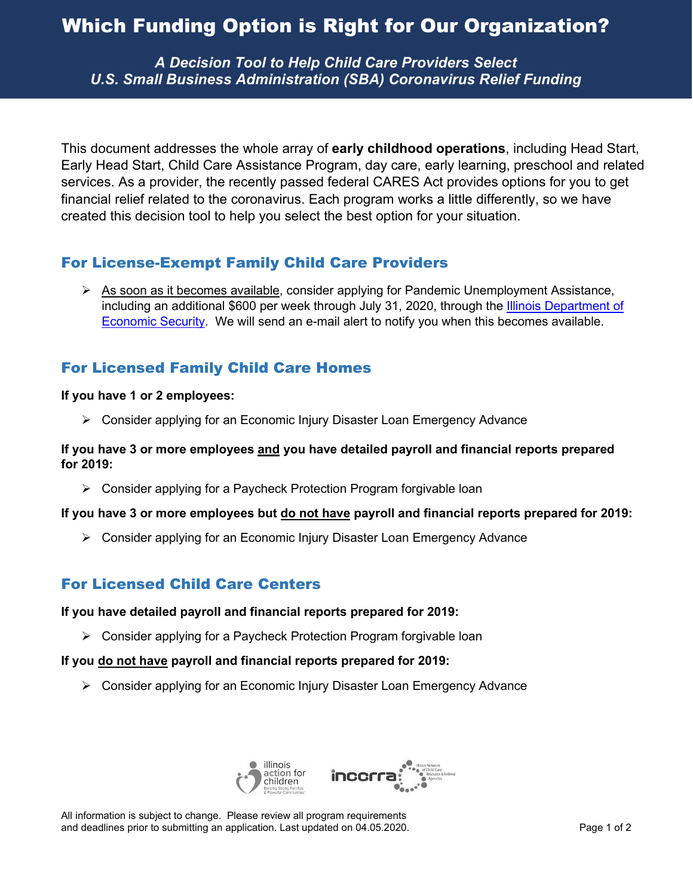# Which Funding Option is Right for Our Organization?

*A Decision Tool to Help Child Care Providers Select U.S. Small Business Administration (SBA) Coronavirus Relief Funding*

This document addresses the whole array of **early childhood operations**, including Head Start, Early Head Start, Child Care Assistance Program, day care, early learning, preschool and related services. As a provider, the recently passed federal CARES Act provides options for you to get financial relief related to the coronavirus. Each program works a little differently, so we have created this decision tool to help you select the best option for your situation.

## For License-Exempt Family Child Care Providers

- As soon as it becomes available, consider applying for Pandemic Unemployment Assistance, including an additional $600 per week through July 31, 2020, through the Illinois Department of Economic Security. We will send an e-mail alert to notify you when this becomes available.

## For Licensed Family Child Care Homes

**If you have 1 or 2 employees:**

- Consider applying for an Economic Injury Disaster Loan Emergency Advance

**If you have 3 or more employees and you have detailed payroll and financial reports prepared for 2019:**

- Consider applying for a Paycheck Protection Program forgivable loan

**If you have 3 or more employees but do not have payroll and financial reports prepared for 2019:**

- Consider applying for an Economic Injury Disaster Loan Emergency Advance

## For Licensed Child Care Centers

**If you have detailed payroll and financial reports prepared for 2019:**

- Consider applying for a Paycheck Protection Program forgivable loan

**If you do not have payroll and financial reports prepared for 2019:**

- Consider applying for an Economic Injury Disaster Loan Emergency Advance

All information is subject to change. Please review all program requirements and deadlines prior to submitting an application. Last updated on 04.05.2020.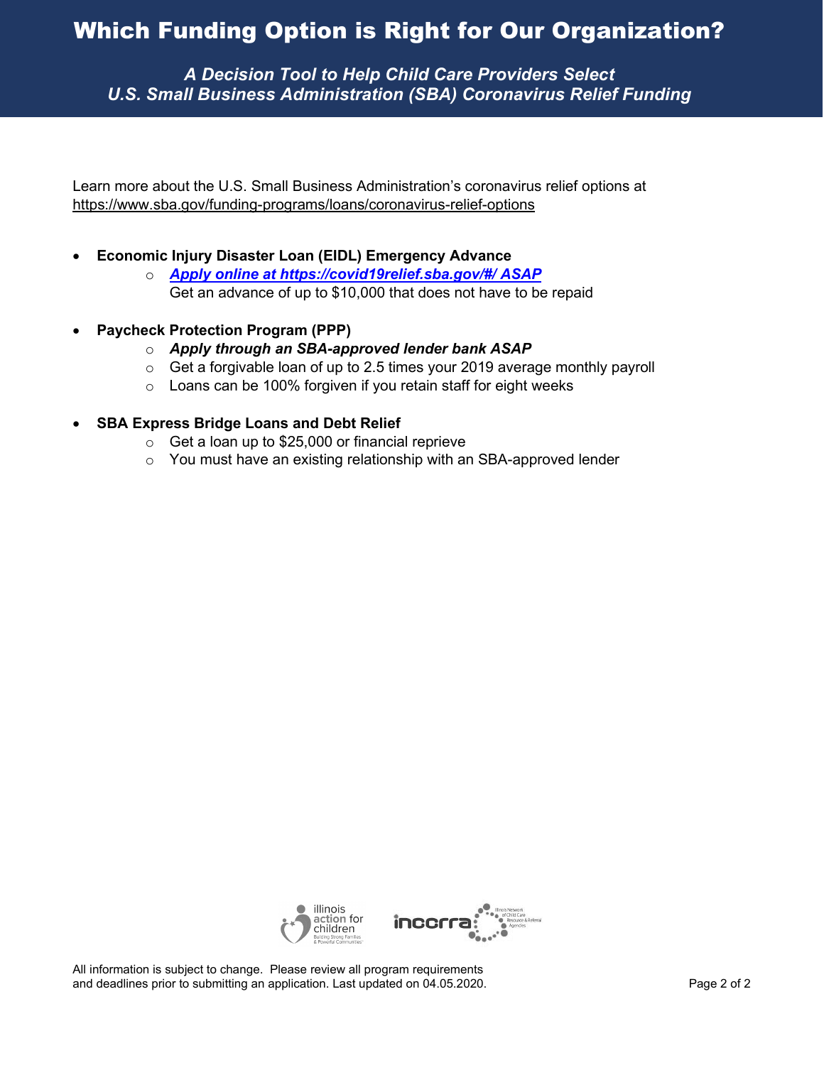# Which Funding Option is Right for Our Organization?

***A Decision Tool to Help Child Care Providers Select U.S. Small Business Administration (SBA) Coronavirus Relief Funding***

Learn more about the U.S. Small Business Administration's coronavirus relief options at https://www.sba.gov/funding-programs/loans/coronavirus-relief-options

- **Economic Injury Disaster Loan (EIDL) Emergency Advance**
  - ***Apply online at https://covid19relief.sba.gov/#/ ASAP***
    Get an advance of up to $10,000 that does not have to be repaid

- **Paycheck Protection Program (PPP)**
  - ***Apply through an SBA-approved lender bank ASAP***
  - Get a forgivable loan of up to 2.5 times your 2019 average monthly payroll
  - Loans can be 100% forgiven if you retain staff for eight weeks

- **SBA Express Bridge Loans and Debt Relief**
  - Get a loan up to $25,000 or financial reprieve
  - You must have an existing relationship with an SBA-approved lender

illinois action for children — Building Strong Families & Powerful Communities

incorra — Illinois Network of Child Care Resource & Referral Agencies

All information is subject to change. Please review all program requirements and deadlines prior to submitting an application. Last updated on 04.05.2020.